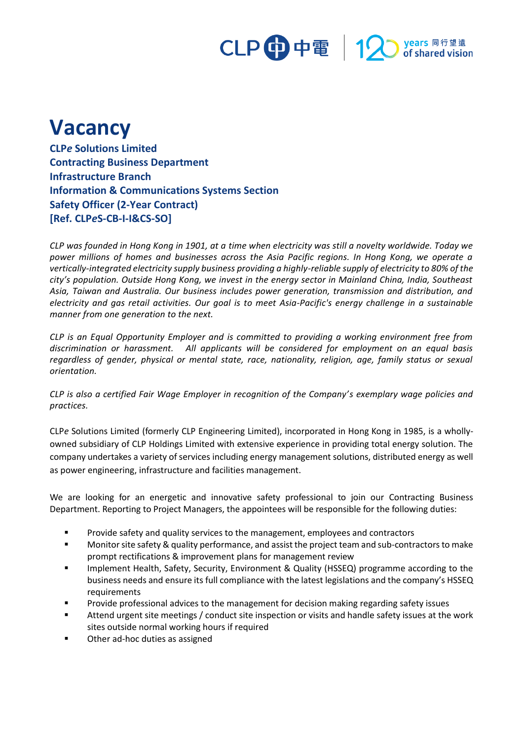# Vacancy

**CLP*e* Solutions Limited**
**Contracting Business Department**
**Infrastructure Branch**
**Information & Communications Systems Section**
**Safety Officer (2-Year Contract)**
**[Ref. CLP*e*S-CB-I-I&CS-SO]**

*CLP was founded in Hong Kong in 1901, at a time when electricity was still a novelty worldwide. Today we power millions of homes and businesses across the Asia Pacific regions. In Hong Kong, we operate a vertically-integrated electricity supply business providing a highly-reliable supply of electricity to 80% of the city's population. Outside Hong Kong, we invest in the energy sector in Mainland China, India, Southeast Asia, Taiwan and Australia. Our business includes power generation, transmission and distribution, and electricity and gas retail activities. Our goal is to meet Asia-Pacific's energy challenge in a sustainable manner from one generation to the next.*

*CLP is an Equal Opportunity Employer and is committed to providing a working environment free from discrimination or harassment. All applicants will be considered for employment on an equal basis regardless of gender, physical or mental state, race, nationality, religion, age, family status or sexual orientation.*

*CLP is also a certified Fair Wage Employer in recognition of the Company's exemplary wage policies and practices.*

CLP*e* Solutions Limited (formerly CLP Engineering Limited), incorporated in Hong Kong in 1985, is a wholly-owned subsidiary of CLP Holdings Limited with extensive experience in providing total energy solution. The company undertakes a variety of services including energy management solutions, distributed energy as well as power engineering, infrastructure and facilities management.

We are looking for an energetic and innovative safety professional to join our Contracting Business Department. Reporting to Project Managers, the appointees will be responsible for the following duties:

- Provide safety and quality services to the management, employees and contractors
- Monitor site safety & quality performance, and assist the project team and sub-contractors to make prompt rectifications & improvement plans for management review
- Implement Health, Safety, Security, Environment & Quality (HSSEQ) programme according to the business needs and ensure its full compliance with the latest legislations and the company's HSSEQ requirements
- Provide professional advices to the management for decision making regarding safety issues
- Attend urgent site meetings / conduct site inspection or visits and handle safety issues at the work sites outside normal working hours if required
- Other ad-hoc duties as assigned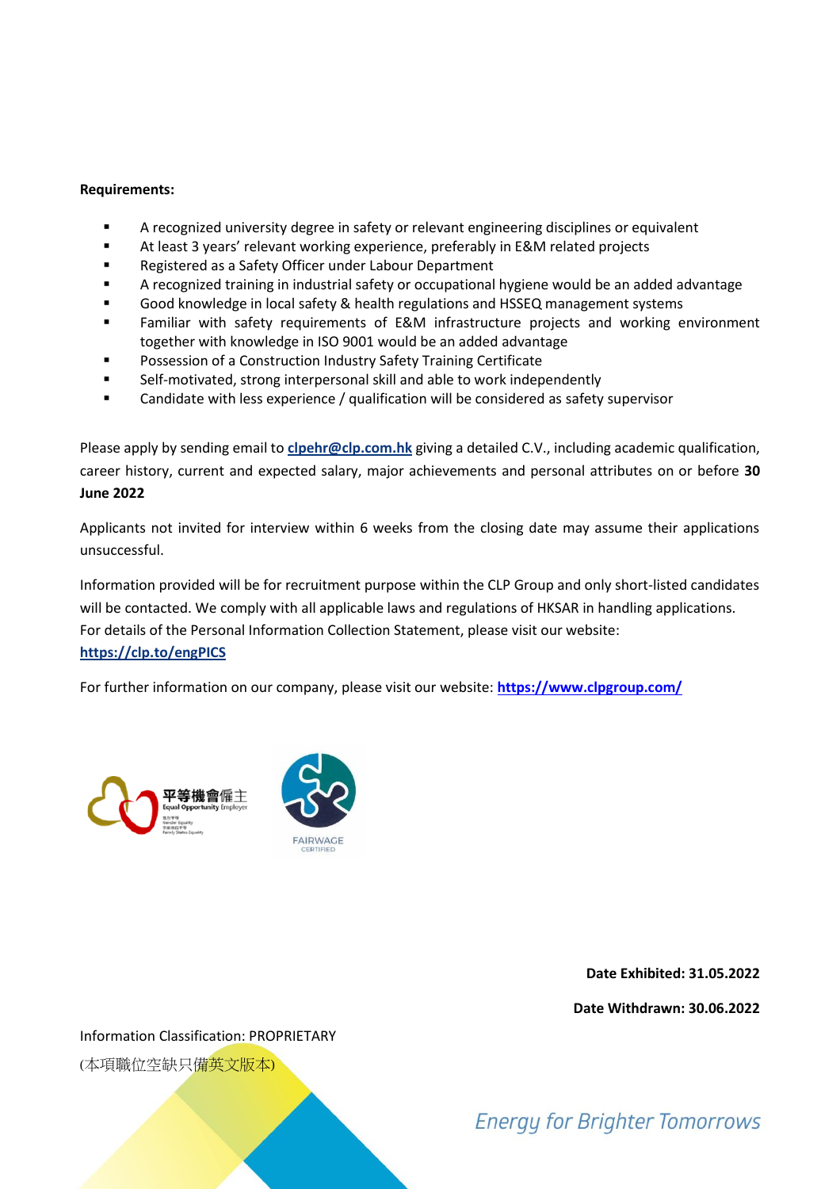**Requirements:**

- A recognized university degree in safety or relevant engineering disciplines or equivalent
- At least 3 years' relevant working experience, preferably in E&M related projects
- Registered as a Safety Officer under Labour Department
- A recognized training in industrial safety or occupational hygiene would be an added advantage
- Good knowledge in local safety & health regulations and HSSEQ management systems
- Familiar with safety requirements of E&M infrastructure projects and working environment together with knowledge in ISO 9001 would be an added advantage
- Possession of a Construction Industry Safety Training Certificate
- Self-motivated, strong interpersonal skill and able to work independently
- Candidate with less experience / qualification will be considered as safety supervisor

Please apply by sending email to **clpehr@clp.com.hk** giving a detailed C.V., including academic qualification, career history, current and expected salary, major achievements and personal attributes on or before **30 June 2022**

Applicants not invited for interview within 6 weeks from the closing date may assume their applications unsuccessful.

Information provided will be for recruitment purpose within the CLP Group and only short-listed candidates will be contacted. We comply with all applicable laws and regulations of HKSAR in handling applications. For details of the Personal Information Collection Statement, please visit our website: **https://clp.to/engPICS**

For further information on our company, please visit our website: **https://www.clpgroup.com/**

平等機會僱主 Equal Opportunity Employer

FAIRWAGE CERTIFIED

**Date Exhibited: 31.05.2022**

**Date Withdrawn: 30.06.2022**

Information Classification: PROPRIETARY

(本項職位空缺只備英文版本)

*Energy for Brighter Tomorrows*